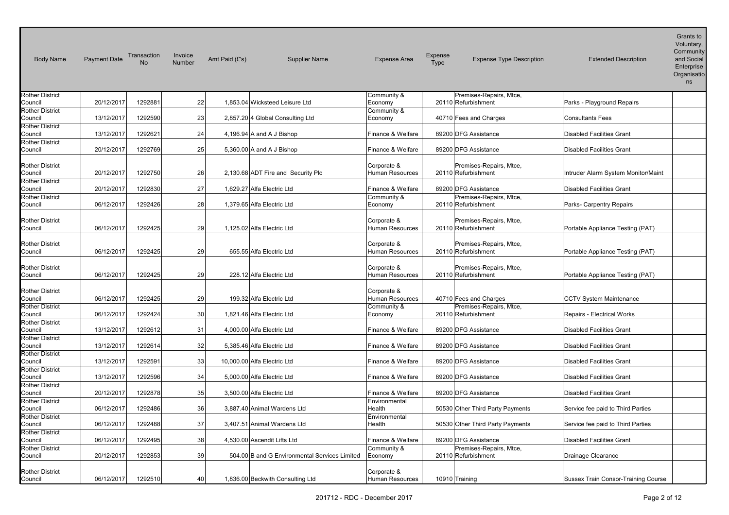| Body Name | Payment Date | Transaction No | Invoice Number | Amt Paid (£'s) | Supplier Name | Expense Area | Expense Type | Expense Type Description | Extended Description | Grants to Voluntary, Community and Social Enterprise Organisations |
|---|---|---|---|---|---|---|---|---|---|---|
| Rother District Council | 20/12/2017 | 1292881 | 22 | 1,853.04 | Wicksteed Leisure Ltd | Community & Economy | 20110 | Premises-Repairs, Mtce, Refurbishment | Parks - Playground Repairs | |
| Rother District Council | 13/12/2017 | 1292590 | 23 | 2,857.20 | 4 Global Consulting Ltd | Community & Economy | 40710 | Fees and Charges | Consultants Fees | |
| Rother District Council | 13/12/2017 | 1292621 | 24 | 4,196.94 | A and A J Bishop | Finance & Welfare | 89200 | DFG Assistance | Disabled Facilities Grant | |
| Rother District Council | 20/12/2017 | 1292769 | 25 | 5,360.00 | A and A J Bishop | Finance & Welfare | 89200 | DFG Assistance | Disabled Facilities Grant | |
| Rother District Council | 20/12/2017 | 1292750 | 26 | 2,130.68 | ADT Fire and Security Plc | Corporate & Human Resources | 20110 | Premises-Repairs, Mtce, Refurbishment | Intruder Alarm System Monitor/Maint | |
| Rother District Council | 20/12/2017 | 1292830 | 27 | 1,629.27 | Alfa Electric Ltd | Finance & Welfare | 89200 | DFG Assistance | Disabled Facilities Grant | |
| Rother District Council | 06/12/2017 | 1292426 | 28 | 1,379.65 | Alfa Electric Ltd | Community & Economy | 20110 | Premises-Repairs, Mtce, Refurbishment | Parks- Carpentry Repairs | |
| Rother District Council | 06/12/2017 | 1292425 | 29 | 1,125.02 | Alfa Electric Ltd | Corporate & Human Resources | 20110 | Premises-Repairs, Mtce, Refurbishment | Portable Appliance Testing (PAT) | |
| Rother District Council | 06/12/2017 | 1292425 | 29 | 655.55 | Alfa Electric Ltd | Corporate & Human Resources | 20110 | Premises-Repairs, Mtce, Refurbishment | Portable Appliance Testing (PAT) | |
| Rother District Council | 06/12/2017 | 1292425 | 29 | 228.12 | Alfa Electric Ltd | Corporate & Human Resources | 20110 | Premises-Repairs, Mtce, Refurbishment | Portable Appliance Testing (PAT) | |
| Rother District Council | 06/12/2017 | 1292425 | 29 | 199.32 | Alfa Electric Ltd | Corporate & Human Resources | 40710 | Fees and Charges | CCTV System Maintenance | |
| Rother District Council | 06/12/2017 | 1292424 | 30 | 1,821.46 | Alfa Electric Ltd | Community & Economy | 20110 | Premises-Repairs, Mtce, Refurbishment | Repairs - Electrical Works | |
| Rother District Council | 13/12/2017 | 1292612 | 31 | 4,000.00 | Alfa Electric Ltd | Finance & Welfare | 89200 | DFG Assistance | Disabled Facilities Grant | |
| Rother District Council | 13/12/2017 | 1292614 | 32 | 5,385.46 | Alfa Electric Ltd | Finance & Welfare | 89200 | DFG Assistance | Disabled Facilities Grant | |
| Rother District Council | 13/12/2017 | 1292591 | 33 | 10,000.00 | Alfa Electric Ltd | Finance & Welfare | 89200 | DFG Assistance | Disabled Facilities Grant | |
| Rother District Council | 13/12/2017 | 1292596 | 34 | 5,000.00 | Alfa Electric Ltd | Finance & Welfare | 89200 | DFG Assistance | Disabled Facilities Grant | |
| Rother District Council | 20/12/2017 | 1292878 | 35 | 3,500.00 | Alfa Electric Ltd | Finance & Welfare | 89200 | DFG Assistance | Disabled Facilities Grant | |
| Rother District Council | 06/12/2017 | 1292486 | 36 | 3,887.40 | Animal Wardens Ltd | Environmental Health | 50530 | Other Third Party Payments | Service fee paid to Third Parties | |
| Rother District Council | 06/12/2017 | 1292488 | 37 | 3,407.51 | Animal Wardens Ltd | Environmental Health | 50530 | Other Third Party Payments | Service fee paid to Third Parties | |
| Rother District Council | 06/12/2017 | 1292495 | 38 | 4,530.00 | Ascendit Lifts Ltd | Finance & Welfare | 89200 | DFG Assistance | Disabled Facilities Grant | |
| Rother District Council | 20/12/2017 | 1292853 | 39 | 504.00 | B and G Environmental Services Limited | Community & Economy | 20110 | Premises-Repairs, Mtce, Refurbishment | Drainage Clearance | |
| Rother District Council | 06/12/2017 | 1292510 | 40 | 1,836.00 | Beckwith Consulting Ltd | Corporate & Human Resources | 10910 | Training | Sussex Train Consor-Training Course | |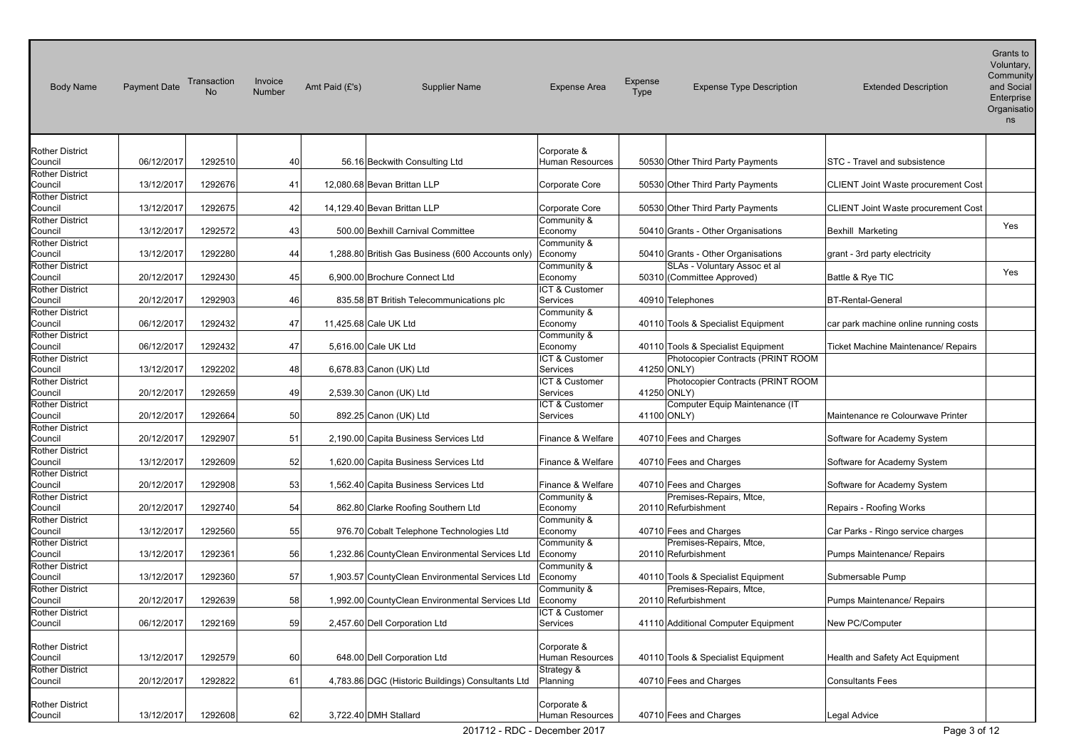| Body Name | Payment Date | Transaction No | Invoice Number | Amt Paid (£'s) | Supplier Name | Expense Area | Expense Type | Expense Type Description | Extended Description | Grants to Voluntary, Community and Social Enterprise Organisations |
|---|---|---|---|---|---|---|---|---|---|---|
| Rother District Council | 06/12/2017 | 1292510 | 40 | 56.16 | Beckwith Consulting Ltd | Corporate & Human Resources | 50530 | Other Third Party Payments | STC - Travel and subsistence | |
| Rother District Council | 13/12/2017 | 1292676 | 41 | 12,080.68 | Bevan Brittan LLP | Corporate Core | 50530 | Other Third Party Payments | CLIENT Joint Waste procurement Cost | |
| Rother District Council | 13/12/2017 | 1292675 | 42 | 14,129.40 | Bevan Brittan LLP | Corporate Core | 50530 | Other Third Party Payments | CLIENT Joint Waste procurement Cost | |
| Rother District Council | 13/12/2017 | 1292572 | 43 | 500.00 | Bexhill Carnival Committee | Community & Economy | 50410 | Grants - Other Organisations | Bexhill Marketing | Yes |
| Rother District Council | 13/12/2017 | 1292280 | 44 | 1,288.80 | British Gas Business (600 Accounts only) | Community & Economy | 50410 | Grants - Other Organisations | grant - 3rd party electricity | |
| Rother District Council | 20/12/2017 | 1292430 | 45 | 6,900.00 | Brochure Connect Ltd | Community & Economy | 50310 | SLAs - Voluntary Assoc et al (Committee Approved) | Battle & Rye TIC | Yes |
| Rother District Council | 20/12/2017 | 1292903 | 46 | 835.58 | BT British Telecommunications plc | ICT & Customer Services | 40910 | Telephones | BT-Rental-General | |
| Rother District Council | 06/12/2017 | 1292432 | 47 | 11,425.68 | Cale UK Ltd | Community & Economy | 40110 | Tools & Specialist Equipment | car park machine online running costs | |
| Rother District Council | 06/12/2017 | 1292432 | 47 | 5,616.00 | Cale UK Ltd | Community & Economy | 40110 | Tools & Specialist Equipment | Ticket Machine Maintenance/ Repairs | |
| Rother District Council | 13/12/2017 | 1292202 | 48 | 6,678.83 | Canon (UK) Ltd | ICT & Customer Services | 41250 | Photocopier Contracts (PRINT ROOM ONLY) | | |
| Rother District Council | 20/12/2017 | 1292659 | 49 | 2,539.30 | Canon (UK) Ltd | ICT & Customer Services | 41250 | Photocopier Contracts (PRINT ROOM ONLY) | | |
| Rother District Council | 20/12/2017 | 1292664 | 50 | 892.25 | Canon (UK) Ltd | ICT & Customer Services | 41100 | Computer Equip Maintenance (IT ONLY) | Maintenance re Colourwave Printer | |
| Rother District Council | 20/12/2017 | 1292907 | 51 | 2,190.00 | Capita Business Services Ltd | Finance & Welfare | 40710 | Fees and Charges | Software for Academy System | |
| Rother District Council | 13/12/2017 | 1292609 | 52 | 1,620.00 | Capita Business Services Ltd | Finance & Welfare | 40710 | Fees and Charges | Software for Academy System | |
| Rother District Council | 20/12/2017 | 1292908 | 53 | 1,562.40 | Capita Business Services Ltd | Finance & Welfare | 40710 | Fees and Charges | Software for Academy System | |
| Rother District Council | 20/12/2017 | 1292740 | 54 | 862.80 | Clarke Roofing Southern Ltd | Community & Economy | 20110 | Premises-Repairs, Mtce, Refurbishment | Repairs - Roofing Works | |
| Rother District Council | 13/12/2017 | 1292560 | 55 | 976.70 | Cobalt Telephone Technologies Ltd | Community & Economy | 40710 | Fees and Charges | Car Parks - Ringo service charges | |
| Rother District Council | 13/12/2017 | 1292361 | 56 | 1,232.86 | CountyClean Environmental Services Ltd | Community & Economy | 20110 | Premises-Repairs, Mtce, Refurbishment | Pumps Maintenance/ Repairs | |
| Rother District Council | 13/12/2017 | 1292360 | 57 | 1,903.57 | CountyClean Environmental Services Ltd | Community & Economy | 40110 | Tools & Specialist Equipment | Submersable Pump | |
| Rother District Council | 20/12/2017 | 1292639 | 58 | 1,992.00 | CountyClean Environmental Services Ltd | Community & Economy | 20110 | Premises-Repairs, Mtce, Refurbishment | Pumps Maintenance/ Repairs | |
| Rother District Council | 06/12/2017 | 1292169 | 59 | 2,457.60 | Dell Corporation Ltd | ICT & Customer Services | 41110 | Additional Computer Equipment | New PC/Computer | |
| Rother District Council | 13/12/2017 | 1292579 | 60 | 648.00 | Dell Corporation Ltd | Corporate & Human Resources | 40110 | Tools & Specialist Equipment | Health and Safety Act Equipment | |
| Rother District Council | 20/12/2017 | 1292822 | 61 | 4,783.86 | DGC (Historic Buildings) Consultants Ltd | Strategy & Planning | 40710 | Fees and Charges | Consultants Fees | |
| Rother District Council | 13/12/2017 | 1292608 | 62 | 3,722.40 | DMH Stallard | Corporate & Human Resources | 40710 | Fees and Charges | Legal Advice | |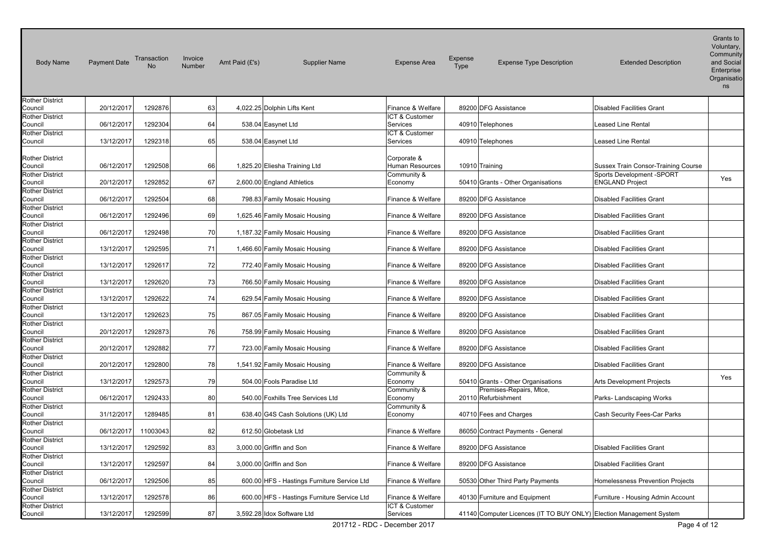| Body Name | Payment Date | Transaction No | Invoice Number | Amt Paid (£'s) | Supplier Name | Expense Area | Expense Type | Expense Type Description | Extended Description | Grants to Voluntary, Community and Social Enterprise Organisations |
|---|---|---|---|---|---|---|---|---|---|---|
| Rother District Council | 20/12/2017 | 1292876 | 63 | 4,022.25 | Dolphin Lifts Kent | Finance & Welfare | 89200 | DFG Assistance | Disabled Facilities Grant | |
| Rother District Council | 06/12/2017 | 1292304 | 64 | 538.04 | Easynet Ltd | ICT & Customer Services | 40910 | Telephones | Leased Line Rental | |
| Rother District Council | 13/12/2017 | 1292318 | 65 | 538.04 | Easynet Ltd | ICT & Customer Services | 40910 | Telephones | Leased Line Rental | |
| Rother District Council | 06/12/2017 | 1292508 | 66 | 1,825.20 | Eliesha Training Ltd | Corporate & Human Resources | 10910 | Training | Sussex Train Consor-Training Course | |
| Rother District Council | 20/12/2017 | 1292852 | 67 | 2,600.00 | England Athletics | Community & Economy | 50410 | Grants - Other Organisations | Sports Development -SPORT ENGLAND Project | Yes |
| Rother District Council | 06/12/2017 | 1292504 | 68 | 798.83 | Family Mosaic Housing | Finance & Welfare | 89200 | DFG Assistance | Disabled Facilities Grant | |
| Rother District Council | 06/12/2017 | 1292496 | 69 | 1,625.46 | Family Mosaic Housing | Finance & Welfare | 89200 | DFG Assistance | Disabled Facilities Grant | |
| Rother District Council | 06/12/2017 | 1292498 | 70 | 1,187.32 | Family Mosaic Housing | Finance & Welfare | 89200 | DFG Assistance | Disabled Facilities Grant | |
| Rother District Council | 13/12/2017 | 1292595 | 71 | 1,466.60 | Family Mosaic Housing | Finance & Welfare | 89200 | DFG Assistance | Disabled Facilities Grant | |
| Rother District Council | 13/12/2017 | 1292617 | 72 | 772.40 | Family Mosaic Housing | Finance & Welfare | 89200 | DFG Assistance | Disabled Facilities Grant | |
| Rother District Council | 13/12/2017 | 1292620 | 73 | 766.50 | Family Mosaic Housing | Finance & Welfare | 89200 | DFG Assistance | Disabled Facilities Grant | |
| Rother District Council | 13/12/2017 | 1292622 | 74 | 629.54 | Family Mosaic Housing | Finance & Welfare | 89200 | DFG Assistance | Disabled Facilities Grant | |
| Rother District Council | 13/12/2017 | 1292623 | 75 | 867.05 | Family Mosaic Housing | Finance & Welfare | 89200 | DFG Assistance | Disabled Facilities Grant | |
| Rother District Council | 20/12/2017 | 1292873 | 76 | 758.99 | Family Mosaic Housing | Finance & Welfare | 89200 | DFG Assistance | Disabled Facilities Grant | |
| Rother District Council | 20/12/2017 | 1292882 | 77 | 723.00 | Family Mosaic Housing | Finance & Welfare | 89200 | DFG Assistance | Disabled Facilities Grant | |
| Rother District Council | 20/12/2017 | 1292800 | 78 | 1,541.92 | Family Mosaic Housing | Finance & Welfare | 89200 | DFG Assistance | Disabled Facilities Grant | |
| Rother District Council | 13/12/2017 | 1292573 | 79 | 504.00 | Fools Paradise Ltd | Community & Economy | 50410 | Grants - Other Organisations | Arts Development Projects | Yes |
| Rother District Council | 06/12/2017 | 1292433 | 80 | 540.00 | Foxhills Tree Services Ltd | Community & Economy | 20110 | Premises-Repairs, Mtce, Refurbishment | Parks- Landscaping Works | |
| Rother District Council | 31/12/2017 | 1289485 | 81 | 638.40 | G4S Cash Solutions (UK) Ltd | Community & Economy | 40710 | Fees and Charges | Cash Security Fees-Car Parks | |
| Rother District Council | 06/12/2017 | 11003043 | 82 | 612.50 | Globetask Ltd | Finance & Welfare | 86050 | Contract Payments - General | | |
| Rother District Council | 13/12/2017 | 1292592 | 83 | 3,000.00 | Griffin and Son | Finance & Welfare | 89200 | DFG Assistance | Disabled Facilities Grant | |
| Rother District Council | 13/12/2017 | 1292597 | 84 | 3,000.00 | Griffin and Son | Finance & Welfare | 89200 | DFG Assistance | Disabled Facilities Grant | |
| Rother District Council | 06/12/2017 | 1292506 | 85 | 600.00 | HFS - Hastings Furniture Service Ltd | Finance & Welfare | 50530 | Other Third Party Payments | Homelessness Prevention Projects | |
| Rother District Council | 13/12/2017 | 1292578 | 86 | 600.00 | HFS - Hastings Furniture Service Ltd | Finance & Welfare | 40130 | Furniture and Equipment | Furniture - Housing Admin Account | |
| Rother District Council | 13/12/2017 | 1292599 | 87 | 3,592.28 | Idox Software Ltd | ICT & Customer Services | 41140 | Computer Licences (IT TO BUY ONLY) | Election Management System | |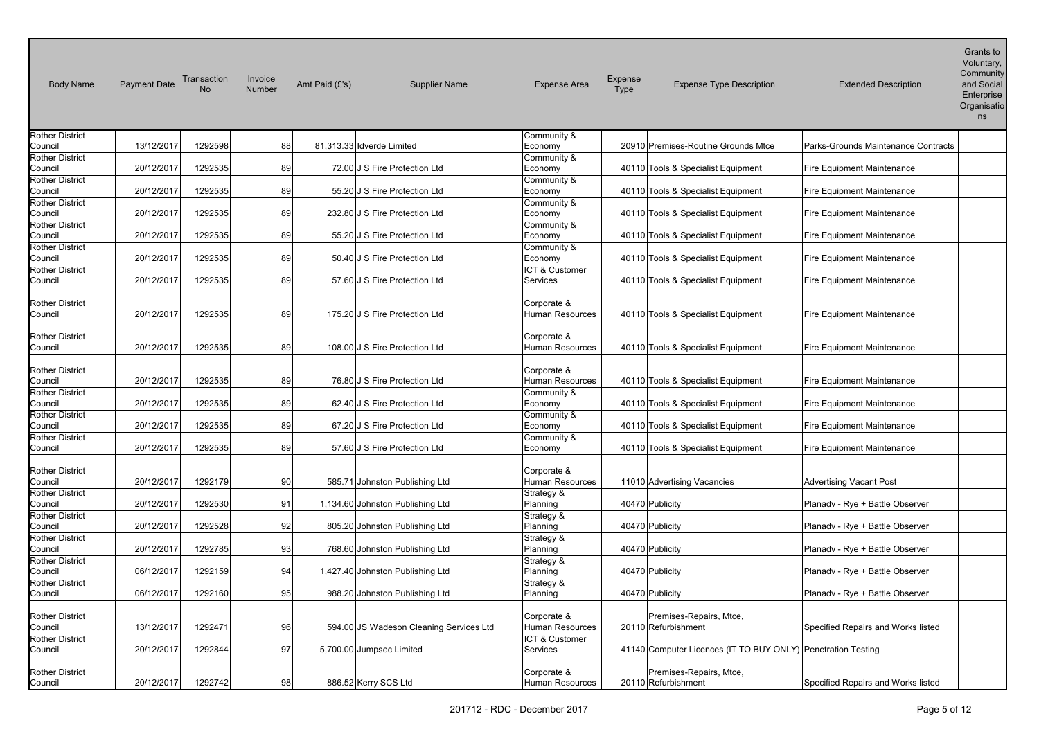| Body Name | Payment Date | Transaction No | Invoice Number | Amt Paid (£'s) | Supplier Name | Expense Area | Expense Type | Expense Type Description | Extended Description | Grants to Voluntary, Community and Social Enterprise Organisations |
|---|---|---|---|---|---|---|---|---|---|---|
| Rother District Council | 13/12/2017 | 1292598 | 88 | 81,313.33 | Idverde Limited | Community & Economy | 20910 | Premises-Routine Grounds Mtce | Parks-Grounds Maintenance Contracts | |
| Rother District Council | 20/12/2017 | 1292535 | 89 | 72.00 | J S Fire Protection Ltd | Community & Economy | 40110 | Tools & Specialist Equipment | Fire Equipment Maintenance | |
| Rother District Council | 20/12/2017 | 1292535 | 89 | 55.20 | J S Fire Protection Ltd | Community & Economy | 40110 | Tools & Specialist Equipment | Fire Equipment Maintenance | |
| Rother District Council | 20/12/2017 | 1292535 | 89 | 232.80 | J S Fire Protection Ltd | Community & Economy | 40110 | Tools & Specialist Equipment | Fire Equipment Maintenance | |
| Rother District Council | 20/12/2017 | 1292535 | 89 | 55.20 | J S Fire Protection Ltd | Community & Economy | 40110 | Tools & Specialist Equipment | Fire Equipment Maintenance | |
| Rother District Council | 20/12/2017 | 1292535 | 89 | 50.40 | J S Fire Protection Ltd | Community & Economy | 40110 | Tools & Specialist Equipment | Fire Equipment Maintenance | |
| Rother District Council | 20/12/2017 | 1292535 | 89 | 57.60 | J S Fire Protection Ltd | ICT & Customer Services | 40110 | Tools & Specialist Equipment | Fire Equipment Maintenance | |
| Rother District Council | 20/12/2017 | 1292535 | 89 | 175.20 | J S Fire Protection Ltd | Corporate & Human Resources | 40110 | Tools & Specialist Equipment | Fire Equipment Maintenance | |
| Rother District Council | 20/12/2017 | 1292535 | 89 | 108.00 | J S Fire Protection Ltd | Corporate & Human Resources | 40110 | Tools & Specialist Equipment | Fire Equipment Maintenance | |
| Rother District Council | 20/12/2017 | 1292535 | 89 | 76.80 | J S Fire Protection Ltd | Corporate & Human Resources | 40110 | Tools & Specialist Equipment | Fire Equipment Maintenance | |
| Rother District Council | 20/12/2017 | 1292535 | 89 | 62.40 | J S Fire Protection Ltd | Community & Economy | 40110 | Tools & Specialist Equipment | Fire Equipment Maintenance | |
| Rother District Council | 20/12/2017 | 1292535 | 89 | 67.20 | J S Fire Protection Ltd | Community & Economy | 40110 | Tools & Specialist Equipment | Fire Equipment Maintenance | |
| Rother District Council | 20/12/2017 | 1292535 | 89 | 57.60 | J S Fire Protection Ltd | Community & Economy | 40110 | Tools & Specialist Equipment | Fire Equipment Maintenance | |
| Rother District Council | 20/12/2017 | 1292179 | 90 | 585.71 | Johnston Publishing Ltd | Corporate & Human Resources | 11010 | Advertising Vacancies | Advertising Vacant Post | |
| Rother District Council | 20/12/2017 | 1292530 | 91 | 1,134.60 | Johnston Publishing Ltd | Strategy & Planning | 40470 | Publicity | Planadv - Rye + Battle Observer | |
| Rother District Council | 20/12/2017 | 1292528 | 92 | 805.20 | Johnston Publishing Ltd | Strategy & Planning | 40470 | Publicity | Planadv - Rye + Battle Observer | |
| Rother District Council | 20/12/2017 | 1292785 | 93 | 768.60 | Johnston Publishing Ltd | Strategy & Planning | 40470 | Publicity | Planadv - Rye + Battle Observer | |
| Rother District Council | 06/12/2017 | 1292159 | 94 | 1,427.40 | Johnston Publishing Ltd | Strategy & Planning | 40470 | Publicity | Planadv - Rye + Battle Observer | |
| Rother District Council | 06/12/2017 | 1292160 | 95 | 988.20 | Johnston Publishing Ltd | Strategy & Planning | 40470 | Publicity | Planadv - Rye + Battle Observer | |
| Rother District Council | 13/12/2017 | 1292471 | 96 | 594.00 | JS Wadeson Cleaning Services Ltd | Corporate & Human Resources | 20110 | Premises-Repairs, Mtce, Refurbishment | Specified Repairs and Works listed | |
| Rother District Council | 20/12/2017 | 1292844 | 97 | 5,700.00 | Jumpsec Limited | ICT & Customer Services | 41140 | Computer Licences (IT TO BUY ONLY) | Penetration Testing | |
| Rother District Council | 20/12/2017 | 1292742 | 98 | 886.52 | Kerry SCS Ltd | Corporate & Human Resources | 20110 | Premises-Repairs, Mtce, Refurbishment | Specified Repairs and Works listed | |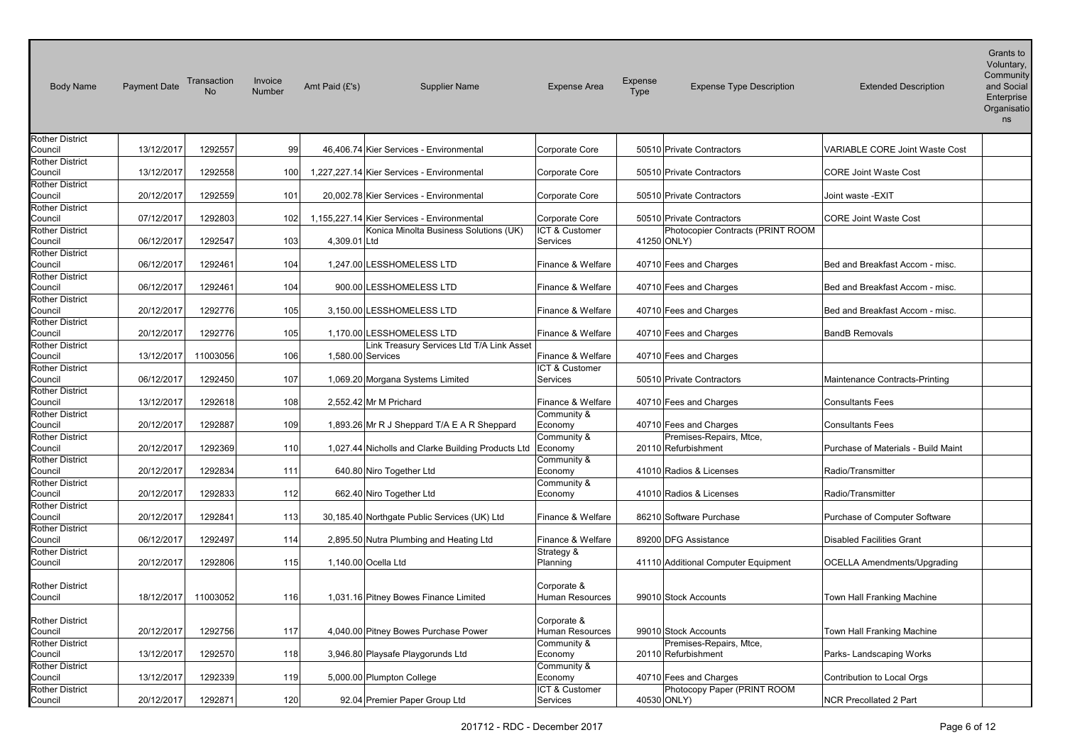| Body Name | Payment Date | Transaction No | Invoice Number | Amt Paid (£'s) | Supplier Name | Expense Area | Expense Type | Expense Type Description | Extended Description | Grants to Voluntary, Community and Social Enterprise Organisations |
|---|---|---|---|---|---|---|---|---|---|---|
| Rother District Council | 13/12/2017 | 1292557 | 99 | 46,406.74 | Kier Services - Environmental | Corporate Core | 50510 | Private Contractors | VARIABLE CORE Joint Waste Cost | |
| Rother District Council | 13/12/2017 | 1292558 | 100 | 1,227,227.14 | Kier Services - Environmental | Corporate Core | 50510 | Private Contractors | CORE Joint Waste Cost | |
| Rother District Council | 20/12/2017 | 1292559 | 101 | 20,002.78 | Kier Services - Environmental | Corporate Core | 50510 | Private Contractors | Joint waste -EXIT | |
| Rother District Council | 07/12/2017 | 1292803 | 102 | 1,155,227.14 | Kier Services - Environmental | Corporate Core | 50510 | Private Contractors | CORE Joint Waste Cost | |
| Rother District Council | 06/12/2017 | 1292547 | 103 | 4,309.01 | Konica Minolta Business Solutions (UK) Ltd | ICT & Customer Services | 41250 | Photocopier Contracts (PRINT ROOM ONLY) | | |
| Rother District Council | 06/12/2017 | 1292461 | 104 | 1,247.00 | LESSHOMELESS LTD | Finance & Welfare | 40710 | Fees and Charges | Bed and Breakfast Accom - misc. | |
| Rother District Council | 06/12/2017 | 1292461 | 104 | 900.00 | LESSHOMELESS LTD | Finance & Welfare | 40710 | Fees and Charges | Bed and Breakfast Accom - misc. | |
| Rother District Council | 20/12/2017 | 1292776 | 105 | 3,150.00 | LESSHOMELESS LTD | Finance & Welfare | 40710 | Fees and Charges | Bed and Breakfast Accom - misc. | |
| Rother District Council | 20/12/2017 | 1292776 | 105 | 1,170.00 | LESSHOMELESS LTD | Finance & Welfare | 40710 | Fees and Charges | BandB Removals | |
| Rother District Council | 13/12/2017 | 11003056 | 106 | 1,580.00 | Link Treasury Services Ltd T/A Link Asset Services | Finance & Welfare | 40710 | Fees and Charges | | |
| Rother District Council | 06/12/2017 | 1292450 | 107 | 1,069.20 | Morgana Systems Limited | ICT & Customer Services | 50510 | Private Contractors | Maintenance Contracts-Printing | |
| Rother District Council | 13/12/2017 | 1292618 | 108 | 2,552.42 | Mr M Prichard | Finance & Welfare | 40710 | Fees and Charges | Consultants Fees | |
| Rother District Council | 20/12/2017 | 1292887 | 109 | 1,893.26 | Mr R J Sheppard T/A E A R Sheppard | Community & Economy | 40710 | Fees and Charges | Consultants Fees | |
| Rother District Council | 20/12/2017 | 1292369 | 110 | 1,027.44 | Nicholls and Clarke Building Products Ltd | Community & Economy | 20110 | Premises-Repairs, Mtce, Refurbishment | Purchase of Materials - Build Maint | |
| Rother District Council | 20/12/2017 | 1292834 | 111 | 640.80 | Niro Together Ltd | Community & Economy | 41010 | Radios & Licenses | Radio/Transmitter | |
| Rother District Council | 20/12/2017 | 1292833 | 112 | 662.40 | Niro Together Ltd | Community & Economy | 41010 | Radios & Licenses | Radio/Transmitter | |
| Rother District Council | 20/12/2017 | 1292841 | 113 | 30,185.40 | Northgate Public Services (UK) Ltd | Finance & Welfare | 86210 | Software Purchase | Purchase of Computer Software | |
| Rother District Council | 06/12/2017 | 1292497 | 114 | 2,895.50 | Nutra Plumbing and Heating Ltd | Finance & Welfare | 89200 | DFG Assistance | Disabled Facilities Grant | |
| Rother District Council | 20/12/2017 | 1292806 | 115 | 1,140.00 | Ocella Ltd | Strategy & Planning | 41110 | Additional Computer Equipment | OCELLA Amendments/Upgrading | |
| Rother District Council | 18/12/2017 | 11003052 | 116 | 1,031.16 | Pitney Bowes Finance Limited | Corporate & Human Resources | 99010 | Stock Accounts | Town Hall Franking Machine | |
| Rother District Council | 20/12/2017 | 1292756 | 117 | 4,040.00 | Pitney Bowes Purchase Power | Corporate & Human Resources | 99010 | Stock Accounts | Town Hall Franking Machine | |
| Rother District Council | 13/12/2017 | 1292570 | 118 | 3,946.80 | Playsafe Playgorunds Ltd | Community & Economy | 20110 | Premises-Repairs, Mtce, Refurbishment | Parks- Landscaping Works | |
| Rother District Council | 13/12/2017 | 1292339 | 119 | 5,000.00 | Plumpton College | Community & Economy | 40710 | Fees and Charges | Contribution to Local Orgs | |
| Rother District Council | 20/12/2017 | 1292871 | 120 | 92.04 | Premier Paper Group Ltd | ICT & Customer Services | 40530 | Photocopy Paper (PRINT ROOM ONLY) | NCR Precollated 2 Part | |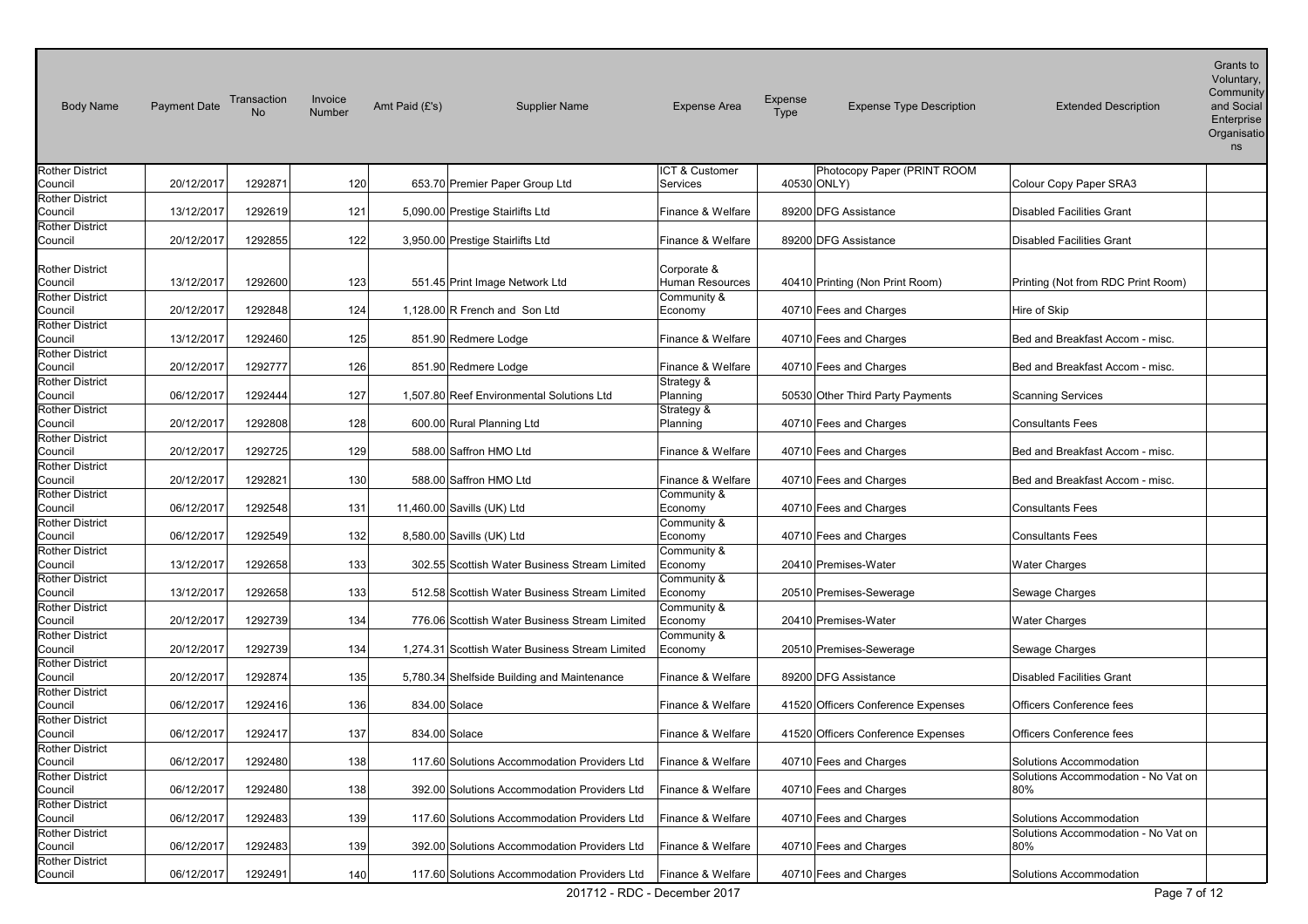| Body Name | Payment Date | Transaction No | Invoice Number | Amt Paid (£'s) | Supplier Name | Expense Area | Expense Type | Expense Type Description | Extended Description | Grants to Voluntary, Community and Social Enterprise Organisations |
|---|---|---|---|---|---|---|---|---|---|---|
| Rother District Council | 20/12/2017 | 1292871 | 120 | 653.70 | Premier Paper Group Ltd | ICT & Customer Services | 40530 | Photocopy Paper (PRINT ROOM ONLY) | Colour Copy Paper SRA3 | |
| Rother District Council | 13/12/2017 | 1292619 | 121 | 5,090.00 | Prestige Stairlifts Ltd | Finance & Welfare | 89200 | DFG Assistance | Disabled Facilities Grant | |
| Rother District Council | 20/12/2017 | 1292855 | 122 | 3,950.00 | Prestige Stairlifts Ltd | Finance & Welfare | 89200 | DFG Assistance | Disabled Facilities Grant | |
| Rother District Council | 13/12/2017 | 1292600 | 123 | 551.45 | Print Image Network Ltd | Corporate & Human Resources | 40410 | Printing (Non Print Room) | Printing (Not from RDC Print Room) | |
| Rother District Council | 20/12/2017 | 1292848 | 124 | 1,128.00 | R French and Son Ltd | Community & Economy | 40710 | Fees and Charges | Hire of Skip | |
| Rother District Council | 13/12/2017 | 1292460 | 125 | 851.90 | Redmere Lodge | Finance & Welfare | 40710 | Fees and Charges | Bed and Breakfast Accom - misc. | |
| Rother District Council | 20/12/2017 | 1292777 | 126 | 851.90 | Redmere Lodge | Finance & Welfare | 40710 | Fees and Charges | Bed and Breakfast Accom - misc. | |
| Rother District Council | 06/12/2017 | 1292444 | 127 | 1,507.80 | Reef Environmental Solutions Ltd | Strategy & Planning | 50530 | Other Third Party Payments | Scanning Services | |
| Rother District Council | 20/12/2017 | 1292808 | 128 | 600.00 | Rural Planning Ltd | Strategy & Planning | 40710 | Fees and Charges | Consultants Fees | |
| Rother District Council | 20/12/2017 | 1292725 | 129 | 588.00 | Saffron HMO Ltd | Finance & Welfare | 40710 | Fees and Charges | Bed and Breakfast Accom - misc. | |
| Rother District Council | 20/12/2017 | 1292821 | 130 | 588.00 | Saffron HMO Ltd | Finance & Welfare | 40710 | Fees and Charges | Bed and Breakfast Accom - misc. | |
| Rother District Council | 06/12/2017 | 1292548 | 131 | 11,460.00 | Savills (UK) Ltd | Community & Economy | 40710 | Fees and Charges | Consultants Fees | |
| Rother District Council | 06/12/2017 | 1292549 | 132 | 8,580.00 | Savills (UK) Ltd | Community & Economy | 40710 | Fees and Charges | Consultants Fees | |
| Rother District Council | 13/12/2017 | 1292658 | 133 | 302.55 | Scottish Water Business Stream Limited | Community & Economy | 20410 | Premises-Water | Water Charges | |
| Rother District Council | 13/12/2017 | 1292658 | 133 | 512.58 | Scottish Water Business Stream Limited | Community & Economy | 20510 | Premises-Sewerage | Sewage Charges | |
| Rother District Council | 20/12/2017 | 1292739 | 134 | 776.06 | Scottish Water Business Stream Limited | Community & Economy | 20410 | Premises-Water | Water Charges | |
| Rother District Council | 20/12/2017 | 1292739 | 134 | 1,274.31 | Scottish Water Business Stream Limited | Community & Economy | 20510 | Premises-Sewerage | Sewage Charges | |
| Rother District Council | 20/12/2017 | 1292874 | 135 | 5,780.34 | Shelfside Building and Maintenance | Finance & Welfare | 89200 | DFG Assistance | Disabled Facilities Grant | |
| Rother District Council | 06/12/2017 | 1292416 | 136 | 834.00 | Solace | Finance & Welfare | 41520 | Officers Conference Expenses | Officers Conference fees | |
| Rother District Council | 06/12/2017 | 1292417 | 137 | 834.00 | Solace | Finance & Welfare | 41520 | Officers Conference Expenses | Officers Conference fees | |
| Rother District Council | 06/12/2017 | 1292480 | 138 | 117.60 | Solutions Accommodation Providers Ltd | Finance & Welfare | 40710 | Fees and Charges | Solutions Accommodation | |
| Rother District Council | 06/12/2017 | 1292480 | 138 | 392.00 | Solutions Accommodation Providers Ltd | Finance & Welfare | 40710 | Fees and Charges | Solutions Accommodation - No Vat on 80% | |
| Rother District Council | 06/12/2017 | 1292483 | 139 | 117.60 | Solutions Accommodation Providers Ltd | Finance & Welfare | 40710 | Fees and Charges | Solutions Accommodation | |
| Rother District Council | 06/12/2017 | 1292483 | 139 | 392.00 | Solutions Accommodation Providers Ltd | Finance & Welfare | 40710 | Fees and Charges | Solutions Accommodation - No Vat on 80% | |
| Rother District Council | 06/12/2017 | 1292491 | 140 | 117.60 | Solutions Accommodation Providers Ltd | Finance & Welfare | 40710 | Fees and Charges | Solutions Accommodation | |

201712 - RDC - December 2017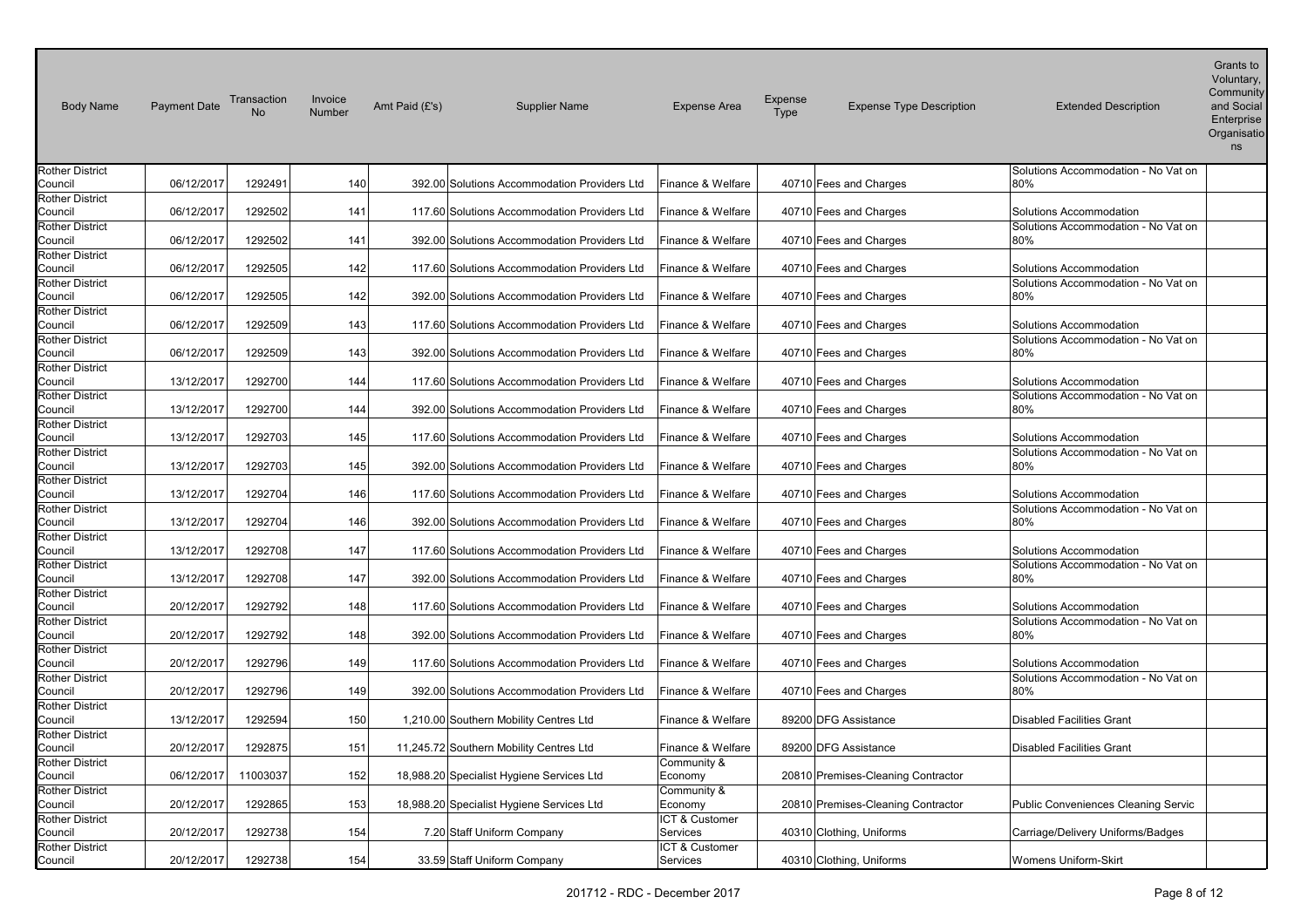| Body Name | Payment Date | Transaction No | Invoice Number | Amt Paid (£'s) | Supplier Name | Expense Area | Expense Type | Expense Type Description | Extended Description | Grants to Voluntary, Community and Social Enterprise Organisations |
|---|---|---|---|---|---|---|---|---|---|---|
| Rother District Council | 06/12/2017 | 1292491 | 140 | 392.00 | Solutions Accommodation Providers Ltd | Finance & Welfare | 40710 | Fees and Charges | Solutions Accommodation - No Vat on 80% | |
| Rother District Council | 06/12/2017 | 1292502 | 141 | 117.60 | Solutions Accommodation Providers Ltd | Finance & Welfare | 40710 | Fees and Charges | Solutions Accommodation | |
| Rother District Council | 06/12/2017 | 1292502 | 141 | 392.00 | Solutions Accommodation Providers Ltd | Finance & Welfare | 40710 | Fees and Charges | Solutions Accommodation - No Vat on 80% | |
| Rother District Council | 06/12/2017 | 1292505 | 142 | 117.60 | Solutions Accommodation Providers Ltd | Finance & Welfare | 40710 | Fees and Charges | Solutions Accommodation | |
| Rother District Council | 06/12/2017 | 1292505 | 142 | 392.00 | Solutions Accommodation Providers Ltd | Finance & Welfare | 40710 | Fees and Charges | Solutions Accommodation - No Vat on 80% | |
| Rother District Council | 06/12/2017 | 1292509 | 143 | 117.60 | Solutions Accommodation Providers Ltd | Finance & Welfare | 40710 | Fees and Charges | Solutions Accommodation | |
| Rother District Council | 06/12/2017 | 1292509 | 143 | 392.00 | Solutions Accommodation Providers Ltd | Finance & Welfare | 40710 | Fees and Charges | Solutions Accommodation - No Vat on 80% | |
| Rother District Council | 13/12/2017 | 1292700 | 144 | 117.60 | Solutions Accommodation Providers Ltd | Finance & Welfare | 40710 | Fees and Charges | Solutions Accommodation | |
| Rother District Council | 13/12/2017 | 1292700 | 144 | 392.00 | Solutions Accommodation Providers Ltd | Finance & Welfare | 40710 | Fees and Charges | Solutions Accommodation - No Vat on 80% | |
| Rother District Council | 13/12/2017 | 1292703 | 145 | 117.60 | Solutions Accommodation Providers Ltd | Finance & Welfare | 40710 | Fees and Charges | Solutions Accommodation | |
| Rother District Council | 13/12/2017 | 1292703 | 145 | 392.00 | Solutions Accommodation Providers Ltd | Finance & Welfare | 40710 | Fees and Charges | Solutions Accommodation - No Vat on 80% | |
| Rother District Council | 13/12/2017 | 1292704 | 146 | 117.60 | Solutions Accommodation Providers Ltd | Finance & Welfare | 40710 | Fees and Charges | Solutions Accommodation | |
| Rother District Council | 13/12/2017 | 1292704 | 146 | 392.00 | Solutions Accommodation Providers Ltd | Finance & Welfare | 40710 | Fees and Charges | Solutions Accommodation - No Vat on 80% | |
| Rother District Council | 13/12/2017 | 1292708 | 147 | 117.60 | Solutions Accommodation Providers Ltd | Finance & Welfare | 40710 | Fees and Charges | Solutions Accommodation | |
| Rother District Council | 13/12/2017 | 1292708 | 147 | 392.00 | Solutions Accommodation Providers Ltd | Finance & Welfare | 40710 | Fees and Charges | Solutions Accommodation - No Vat on 80% | |
| Rother District Council | 20/12/2017 | 1292792 | 148 | 117.60 | Solutions Accommodation Providers Ltd | Finance & Welfare | 40710 | Fees and Charges | Solutions Accommodation | |
| Rother District Council | 20/12/2017 | 1292792 | 148 | 392.00 | Solutions Accommodation Providers Ltd | Finance & Welfare | 40710 | Fees and Charges | Solutions Accommodation - No Vat on 80% | |
| Rother District Council | 20/12/2017 | 1292796 | 149 | 117.60 | Solutions Accommodation Providers Ltd | Finance & Welfare | 40710 | Fees and Charges | Solutions Accommodation | |
| Rother District Council | 20/12/2017 | 1292796 | 149 | 392.00 | Solutions Accommodation Providers Ltd | Finance & Welfare | 40710 | Fees and Charges | Solutions Accommodation - No Vat on 80% | |
| Rother District Council | 13/12/2017 | 1292594 | 150 | 1,210.00 | Southern Mobility Centres Ltd | Finance & Welfare | 89200 | DFG Assistance | Disabled Facilities Grant | |
| Rother District Council | 20/12/2017 | 1292875 | 151 | 11,245.72 | Southern Mobility Centres Ltd | Finance & Welfare | 89200 | DFG Assistance | Disabled Facilities Grant | |
| Rother District Council | 06/12/2017 | 11003037 | 152 | 18,988.20 | Specialist Hygiene Services Ltd | Community & Economy | 20810 | Premises-Cleaning Contractor | | |
| Rother District Council | 20/12/2017 | 1292865 | 153 | 18,988.20 | Specialist Hygiene Services Ltd | Community & Economy | 20810 | Premises-Cleaning Contractor | Public Conveniences Cleaning Servic | |
| Rother District Council | 20/12/2017 | 1292738 | 154 | 7.20 | Staff Uniform Company | ICT & Customer Services | 40310 | Clothing, Uniforms | Carriage/Delivery Uniforms/Badges | |
| Rother District Council | 20/12/2017 | 1292738 | 154 | 33.59 | Staff Uniform Company | ICT & Customer Services | 40310 | Clothing, Uniforms | Womens Uniform-Skirt | |

201712 - RDC - December 2017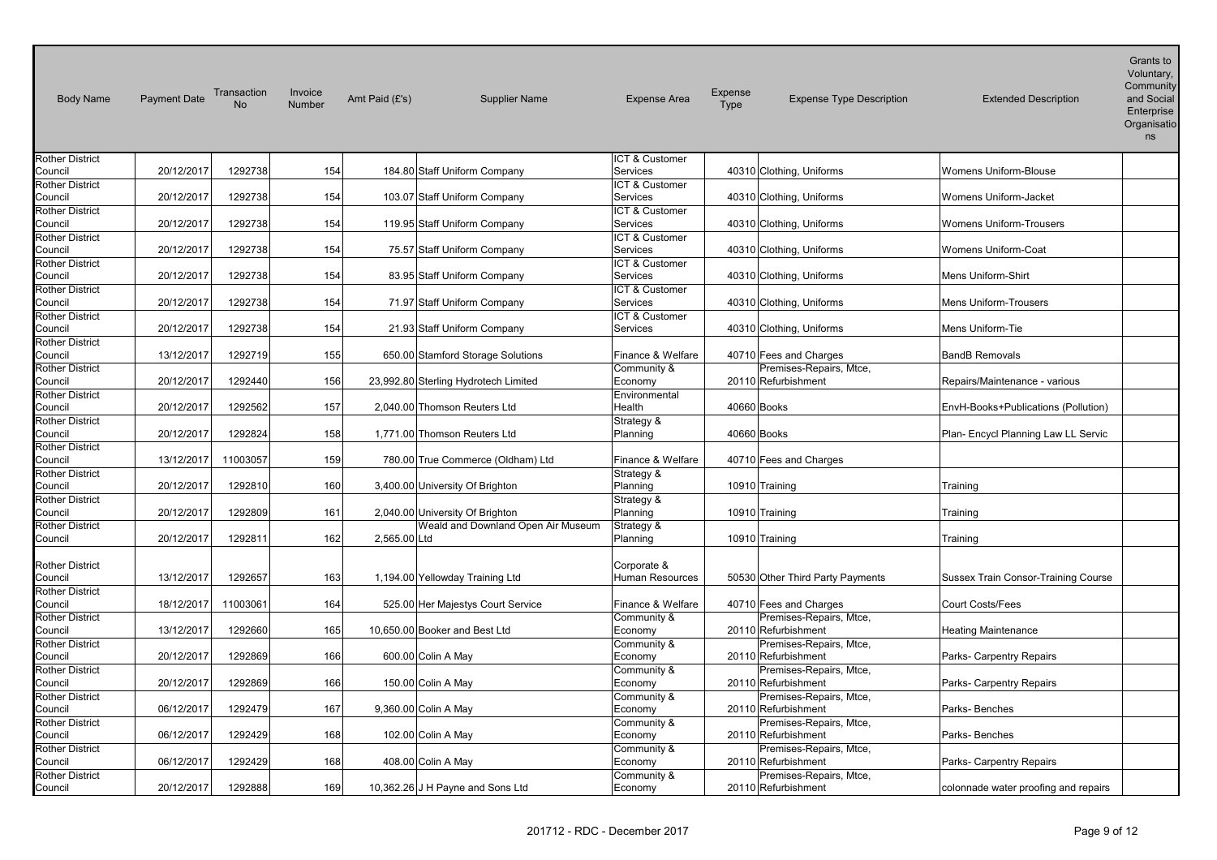| Body Name | Payment Date | Transaction No | Invoice Number | Amt Paid (£'s) | Supplier Name | Expense Area | Expense Type | Expense Type Description | Extended Description | Grants to Voluntary, Community and Social Enterprise Organisations |
|---|---|---|---|---|---|---|---|---|---|---|
| Rother District Council | 20/12/2017 | 1292738 | 154 | 184.80 | Staff Uniform Company | ICT & Customer Services | 40310 | Clothing, Uniforms | Womens Uniform-Blouse | |
| Rother District Council | 20/12/2017 | 1292738 | 154 | 103.07 | Staff Uniform Company | ICT & Customer Services | 40310 | Clothing, Uniforms | Womens Uniform-Jacket | |
| Rother District Council | 20/12/2017 | 1292738 | 154 | 119.95 | Staff Uniform Company | ICT & Customer Services | 40310 | Clothing, Uniforms | Womens Uniform-Trousers | |
| Rother District Council | 20/12/2017 | 1292738 | 154 | 75.57 | Staff Uniform Company | ICT & Customer Services | 40310 | Clothing, Uniforms | Womens Uniform-Coat | |
| Rother District Council | 20/12/2017 | 1292738 | 154 | 83.95 | Staff Uniform Company | ICT & Customer Services | 40310 | Clothing, Uniforms | Mens Uniform-Shirt | |
| Rother District Council | 20/12/2017 | 1292738 | 154 | 71.97 | Staff Uniform Company | ICT & Customer Services | 40310 | Clothing, Uniforms | Mens Uniform-Trousers | |
| Rother District Council | 20/12/2017 | 1292738 | 154 | 21.93 | Staff Uniform Company | ICT & Customer Services | 40310 | Clothing, Uniforms | Mens Uniform-Tie | |
| Rother District Council | 13/12/2017 | 1292719 | 155 | 650.00 | Stamford Storage Solutions | Finance & Welfare | 40710 | Fees and Charges | BandB Removals | |
| Rother District Council | 20/12/2017 | 1292440 | 156 | 23,992.80 | Sterling Hydrotech Limited | Community & Economy | 20110 | Premises-Repairs, Mtce, Refurbishment | Repairs/Maintenance - various | |
| Rother District Council | 20/12/2017 | 1292562 | 157 | 2,040.00 | Thomson Reuters Ltd | Environmental Health | 40660 | Books | EnvH-Books+Publications (Pollution) | |
| Rother District Council | 20/12/2017 | 1292824 | 158 | 1,771.00 | Thomson Reuters Ltd | Strategy & Planning | 40660 | Books | Plan- Encycl Planning Law LL Servic | |
| Rother District Council | 13/12/2017 | 11003057 | 159 | 780.00 | True Commerce (Oldham) Ltd | Finance & Welfare | 40710 | Fees and Charges | | |
| Rother District Council | 20/12/2017 | 1292810 | 160 | 3,400.00 | University Of Brighton | Strategy & Planning | 10910 | Training | Training | |
| Rother District Council | 20/12/2017 | 1292809 | 161 | 2,040.00 | University Of Brighton | Strategy & Planning | 10910 | Training | Training | |
| Rother District Council | 20/12/2017 | 1292811 | 162 | 2,565.00 | Weald and Downland Open Air Museum Ltd | Strategy & Planning | 10910 | Training | Training | |
| Rother District Council | 13/12/2017 | 1292657 | 163 | 1,194.00 | Yellowday Training Ltd | Corporate & Human Resources | 50530 | Other Third Party Payments | Sussex Train Consor-Training Course | |
| Rother District Council | 18/12/2017 | 11003061 | 164 | 525.00 | Her Majestys Court Service | Finance & Welfare | 40710 | Fees and Charges | Court Costs/Fees | |
| Rother District Council | 13/12/2017 | 1292660 | 165 | 10,650.00 | Booker and Best Ltd | Community & Economy | 20110 | Premises-Repairs, Mtce, Refurbishment | Heating Maintenance | |
| Rother District Council | 20/12/2017 | 1292869 | 166 | 600.00 | Colin A May | Community & Economy | 20110 | Premises-Repairs, Mtce, Refurbishment | Parks- Carpentry Repairs | |
| Rother District Council | 20/12/2017 | 1292869 | 166 | 150.00 | Colin A May | Community & Economy | 20110 | Premises-Repairs, Mtce, Refurbishment | Parks- Carpentry Repairs | |
| Rother District Council | 06/12/2017 | 1292479 | 167 | 9,360.00 | Colin A May | Community & Economy | 20110 | Premises-Repairs, Mtce, Refurbishment | Parks- Benches | |
| Rother District Council | 06/12/2017 | 1292429 | 168 | 102.00 | Colin A May | Community & Economy | 20110 | Premises-Repairs, Mtce, Refurbishment | Parks- Benches | |
| Rother District Council | 06/12/2017 | 1292429 | 168 | 408.00 | Colin A May | Community & Economy | 20110 | Premises-Repairs, Mtce, Refurbishment | Parks- Carpentry Repairs | |
| Rother District Council | 20/12/2017 | 1292888 | 169 | 10,362.26 | J H Payne and Sons Ltd | Community & Economy | 20110 | Premises-Repairs, Mtce, Refurbishment | colonnade water proofing and repairs | |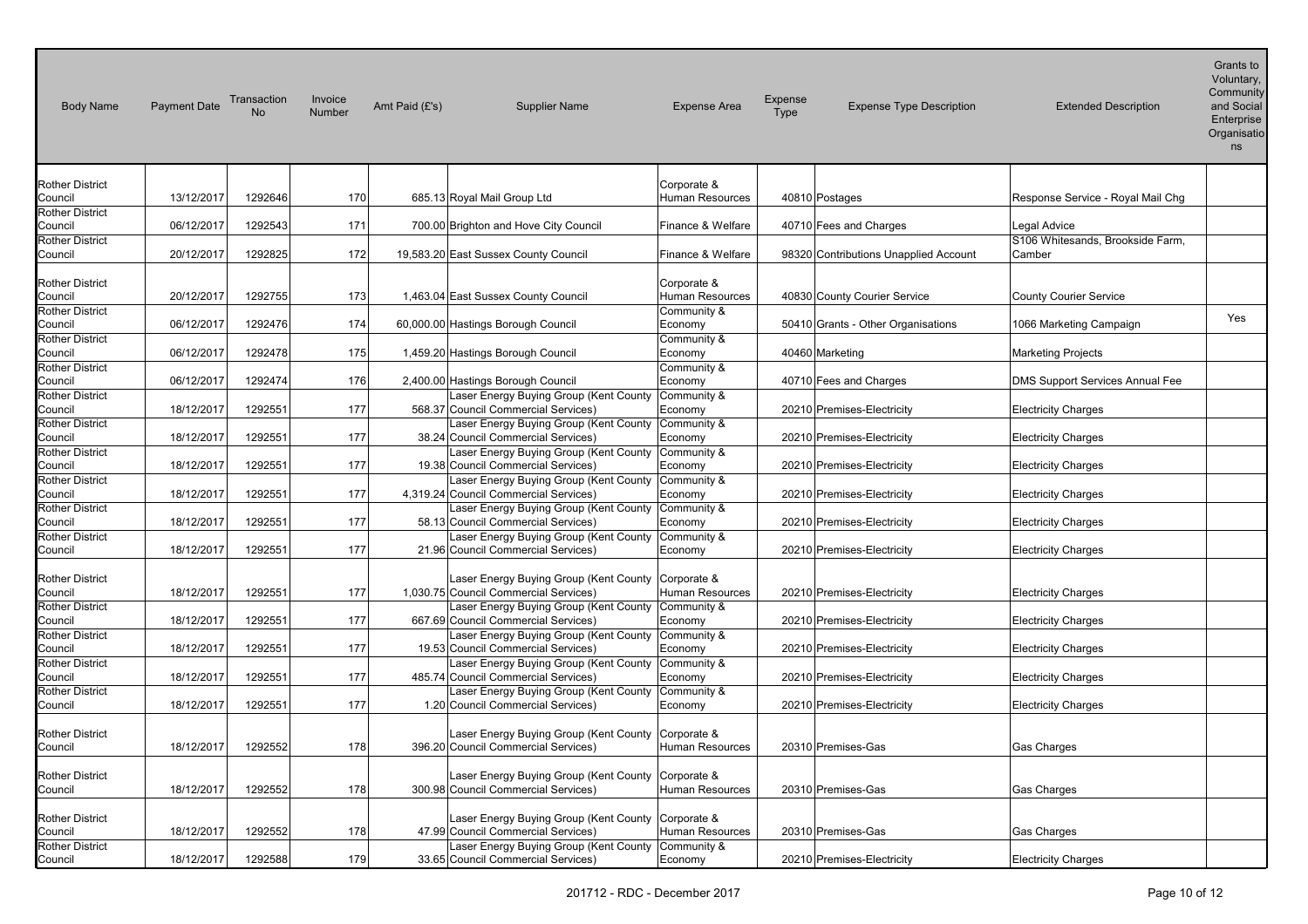| Body Name | Payment Date | Transaction No | Invoice Number | Amt Paid (£'s) | Supplier Name | Expense Area | Expense Type | Expense Type Description | Extended Description | Grants to Voluntary, Community and Social Enterprise Organisations |
|---|---|---|---|---|---|---|---|---|---|---|
| Rother District Council | 13/12/2017 | 1292646 | 170 | 685.13 | Royal Mail Group Ltd | Corporate & Human Resources | 40810 | Postages | Response Service - Royal Mail Chg | |
| Rother District Council | 06/12/2017 | 1292543 | 171 | 700.00 | Brighton and Hove City Council | Finance & Welfare | 40710 | Fees and Charges | Legal Advice | |
| Rother District Council | 20/12/2017 | 1292825 | 172 | 19,583.20 | East Sussex County Council | Finance & Welfare | 98320 | Contributions Unapplied Account | S106 Whitesands, Brookside Farm, Camber | |
| Rother District Council | 20/12/2017 | 1292755 | 173 | 1,463.04 | East Sussex County Council | Corporate & Human Resources | 40830 | County Courier Service | County Courier Service | |
| Rother District Council | 06/12/2017 | 1292476 | 174 | 60,000.00 | Hastings Borough Council | Community & Economy | 50410 | Grants - Other Organisations | 1066 Marketing Campaign | Yes |
| Rother District Council | 06/12/2017 | 1292478 | 175 | 1,459.20 | Hastings Borough Council | Community & Economy | 40460 | Marketing | Marketing Projects | |
| Rother District Council | 06/12/2017 | 1292474 | 176 | 2,400.00 | Hastings Borough Council | Community & Economy | 40710 | Fees and Charges | DMS Support Services Annual Fee | |
| Rother District Council | 18/12/2017 | 1292551 | 177 | 568.37 | Laser Energy Buying Group (Kent County Council Commercial Services) | Community & Economy | 20210 | Premises-Electricity | Electricity Charges | |
| Rother District Council | 18/12/2017 | 1292551 | 177 | 38.24 | Laser Energy Buying Group (Kent County Council Commercial Services) | Community & Economy | 20210 | Premises-Electricity | Electricity Charges | |
| Rother District Council | 18/12/2017 | 1292551 | 177 | 19.38 | Laser Energy Buying Group (Kent County Council Commercial Services) | Community & Economy | 20210 | Premises-Electricity | Electricity Charges | |
| Rother District Council | 18/12/2017 | 1292551 | 177 | 4,319.24 | Laser Energy Buying Group (Kent County Council Commercial Services) | Community & Economy | 20210 | Premises-Electricity | Electricity Charges | |
| Rother District Council | 18/12/2017 | 1292551 | 177 | 58.13 | Laser Energy Buying Group (Kent County Council Commercial Services) | Community & Economy | 20210 | Premises-Electricity | Electricity Charges | |
| Rother District Council | 18/12/2017 | 1292551 | 177 | 21.96 | Laser Energy Buying Group (Kent County Council Commercial Services) | Community & Economy | 20210 | Premises-Electricity | Electricity Charges | |
| Rother District Council | 18/12/2017 | 1292551 | 177 | 1,030.75 | Laser Energy Buying Group (Kent County Council Commercial Services) | Corporate & Human Resources | 20210 | Premises-Electricity | Electricity Charges | |
| Rother District Council | 18/12/2017 | 1292551 | 177 | 667.69 | Laser Energy Buying Group (Kent County Council Commercial Services) | Community & Economy | 20210 | Premises-Electricity | Electricity Charges | |
| Rother District Council | 18/12/2017 | 1292551 | 177 | 19.53 | Laser Energy Buying Group (Kent County Council Commercial Services) | Community & Economy | 20210 | Premises-Electricity | Electricity Charges | |
| Rother District Council | 18/12/2017 | 1292551 | 177 | 485.74 | Laser Energy Buying Group (Kent County Council Commercial Services) | Community & Economy | 20210 | Premises-Electricity | Electricity Charges | |
| Rother District Council | 18/12/2017 | 1292551 | 177 | 1.20 | Laser Energy Buying Group (Kent County Council Commercial Services) | Community & Economy | 20210 | Premises-Electricity | Electricity Charges | |
| Rother District Council | 18/12/2017 | 1292552 | 178 | 396.20 | Laser Energy Buying Group (Kent County Council Commercial Services) | Corporate & Human Resources | 20310 | Premises-Gas | Gas Charges | |
| Rother District Council | 18/12/2017 | 1292552 | 178 | 300.98 | Laser Energy Buying Group (Kent County Council Commercial Services) | Corporate & Human Resources | 20310 | Premises-Gas | Gas Charges | |
| Rother District Council | 18/12/2017 | 1292552 | 178 | 47.99 | Laser Energy Buying Group (Kent County Council Commercial Services) | Corporate & Human Resources | 20310 | Premises-Gas | Gas Charges | |
| Rother District Council | 18/12/2017 | 1292588 | 179 | 33.65 | Laser Energy Buying Group (Kent County Council Commercial Services) | Community & Economy | 20210 | Premises-Electricity | Electricity Charges | |

201712 - RDC - December 2017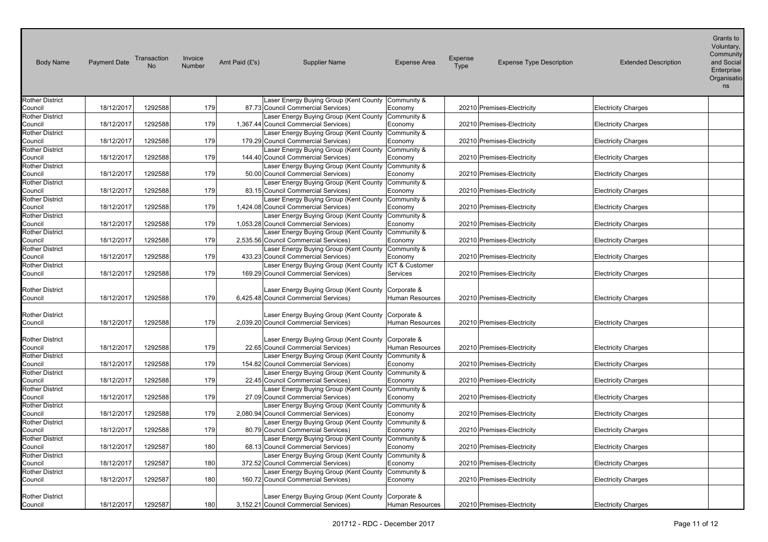| Body Name | Payment Date | Transaction No | Invoice Number | Amt Paid (£'s) | Supplier Name | Expense Area | Expense Type | Expense Type Description | Extended Description | Grants to Voluntary, Community and Social Enterprise Organisations |
|---|---|---|---|---|---|---|---|---|---|---|
| Rother District Council | 18/12/2017 | 1292588 | 179 | 87.73 | Laser Energy Buying Group (Kent County Council Commercial Services) | Community & Economy | 20210 | Premises-Electricity | Electricity Charges | |
| Rother District Council | 18/12/2017 | 1292588 | 179 | 1,367.44 | Laser Energy Buying Group (Kent County Council Commercial Services) | Community & Economy | 20210 | Premises-Electricity | Electricity Charges | |
| Rother District Council | 18/12/2017 | 1292588 | 179 | 179.29 | Laser Energy Buying Group (Kent County Council Commercial Services) | Community & Economy | 20210 | Premises-Electricity | Electricity Charges | |
| Rother District Council | 18/12/2017 | 1292588 | 179 | 144.40 | Laser Energy Buying Group (Kent County Council Commercial Services) | Community & Economy | 20210 | Premises-Electricity | Electricity Charges | |
| Rother District Council | 18/12/2017 | 1292588 | 179 | 50.00 | Laser Energy Buying Group (Kent County Council Commercial Services) | Community & Economy | 20210 | Premises-Electricity | Electricity Charges | |
| Rother District Council | 18/12/2017 | 1292588 | 179 | 83.15 | Laser Energy Buying Group (Kent County Council Commercial Services) | Community & Economy | 20210 | Premises-Electricity | Electricity Charges | |
| Rother District Council | 18/12/2017 | 1292588 | 179 | 1,424.08 | Laser Energy Buying Group (Kent County Council Commercial Services) | Community & Economy | 20210 | Premises-Electricity | Electricity Charges | |
| Rother District Council | 18/12/2017 | 1292588 | 179 | 1,053.28 | Laser Energy Buying Group (Kent County Council Commercial Services) | Community & Economy | 20210 | Premises-Electricity | Electricity Charges | |
| Rother District Council | 18/12/2017 | 1292588 | 179 | 2,535.56 | Laser Energy Buying Group (Kent County Council Commercial Services) | Community & Economy | 20210 | Premises-Electricity | Electricity Charges | |
| Rother District Council | 18/12/2017 | 1292588 | 179 | 433.23 | Laser Energy Buying Group (Kent County Council Commercial Services) | Community & Economy | 20210 | Premises-Electricity | Electricity Charges | |
| Rother District Council | 18/12/2017 | 1292588 | 179 | 169.29 | Laser Energy Buying Group (Kent County Council Commercial Services) | ICT & Customer Services | 20210 | Premises-Electricity | Electricity Charges | |
| Rother District Council | 18/12/2017 | 1292588 | 179 | 6,425.48 | Laser Energy Buying Group (Kent County Council Commercial Services) | Corporate & Human Resources | 20210 | Premises-Electricity | Electricity Charges | |
| Rother District Council | 18/12/2017 | 1292588 | 179 | 2,039.20 | Laser Energy Buying Group (Kent County Council Commercial Services) | Corporate & Human Resources | 20210 | Premises-Electricity | Electricity Charges | |
| Rother District Council | 18/12/2017 | 1292588 | 179 | 22.65 | Laser Energy Buying Group (Kent County Council Commercial Services) | Corporate & Human Resources | 20210 | Premises-Electricity | Electricity Charges | |
| Rother District Council | 18/12/2017 | 1292588 | 179 | 154.82 | Laser Energy Buying Group (Kent County Council Commercial Services) | Community & Economy | 20210 | Premises-Electricity | Electricity Charges | |
| Rother District Council | 18/12/2017 | 1292588 | 179 | 22.45 | Laser Energy Buying Group (Kent County Council Commercial Services) | Community & Economy | 20210 | Premises-Electricity | Electricity Charges | |
| Rother District Council | 18/12/2017 | 1292588 | 179 | 27.09 | Laser Energy Buying Group (Kent County Council Commercial Services) | Community & Economy | 20210 | Premises-Electricity | Electricity Charges | |
| Rother District Council | 18/12/2017 | 1292588 | 179 | 2,080.94 | Laser Energy Buying Group (Kent County Council Commercial Services) | Community & Economy | 20210 | Premises-Electricity | Electricity Charges | |
| Rother District Council | 18/12/2017 | 1292588 | 179 | 80.79 | Laser Energy Buying Group (Kent County Council Commercial Services) | Community & Economy | 20210 | Premises-Electricity | Electricity Charges | |
| Rother District Council | 18/12/2017 | 1292587 | 180 | 68.13 | Laser Energy Buying Group (Kent County Council Commercial Services) | Community & Economy | 20210 | Premises-Electricity | Electricity Charges | |
| Rother District Council | 18/12/2017 | 1292587 | 180 | 372.52 | Laser Energy Buying Group (Kent County Council Commercial Services) | Community & Economy | 20210 | Premises-Electricity | Electricity Charges | |
| Rother District Council | 18/12/2017 | 1292587 | 180 | 160.72 | Laser Energy Buying Group (Kent County Council Commercial Services) | Community & Economy | 20210 | Premises-Electricity | Electricity Charges | |
| Rother District Council | 18/12/2017 | 1292587 | 180 | 3,152.21 | Laser Energy Buying Group (Kent County Council Commercial Services) | Corporate & Human Resources | 20210 | Premises-Electricity | Electricity Charges | |

201712 - RDC - December 2017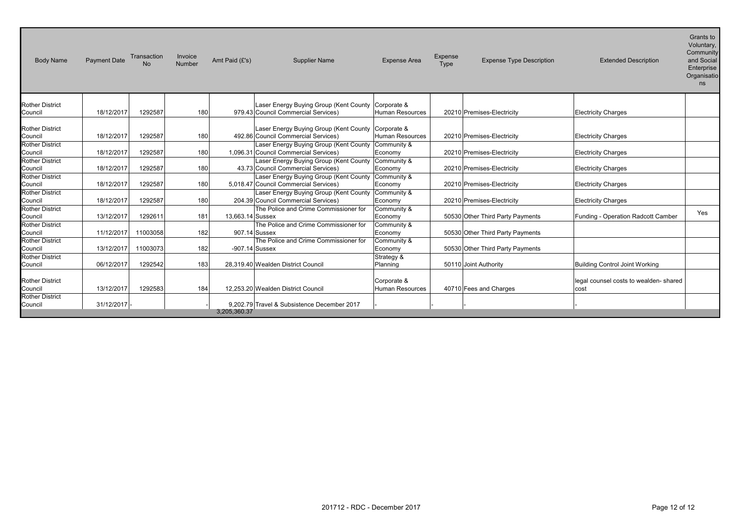| Body Name | Payment Date | Transaction No | Invoice Number | Amt Paid (£'s) | Supplier Name | Expense Area | Expense Type | Expense Type Description | Extended Description | Grants to Voluntary, Community and Social Enterprise Organisations |
|---|---|---|---|---|---|---|---|---|---|---|
| Rother District Council | 18/12/2017 | 1292587 | 180 | 979.43 | Laser Energy Buying Group (Kent County Council Commercial Services) | Corporate & Human Resources | 20210 | Premises-Electricity | Electricity Charges | |
| Rother District Council | 18/12/2017 | 1292587 | 180 | 492.86 | Laser Energy Buying Group (Kent County Council Commercial Services) | Corporate & Human Resources | 20210 | Premises-Electricity | Electricity Charges | |
| Rother District Council | 18/12/2017 | 1292587 | 180 | 1,096.31 | Laser Energy Buying Group (Kent County Council Commercial Services) | Community & Economy | 20210 | Premises-Electricity | Electricity Charges | |
| Rother District Council | 18/12/2017 | 1292587 | 180 | 43.73 | Laser Energy Buying Group (Kent County Council Commercial Services) | Community & Economy | 20210 | Premises-Electricity | Electricity Charges | |
| Rother District Council | 18/12/2017 | 1292587 | 180 | 5,018.47 | Laser Energy Buying Group (Kent County Council Commercial Services) | Community & Economy | 20210 | Premises-Electricity | Electricity Charges | |
| Rother District Council | 18/12/2017 | 1292587 | 180 | 204.39 | Laser Energy Buying Group (Kent County Council Commercial Services) | Community & Economy | 20210 | Premises-Electricity | Electricity Charges | |
| Rother District Council | 13/12/2017 | 1292611 | 181 | 13,663.14 | The Police and Crime Commissioner for Sussex | Community & Economy | 50530 | Other Third Party Payments | Funding - Operation Radcott Camber | Yes |
| Rother District Council | 11/12/2017 | 11003058 | 182 | 907.14 | The Police and Crime Commissioner for Sussex | Community & Economy | 50530 | Other Third Party Payments | | |
| Rother District Council | 13/12/2017 | 11003073 | 182 | -907.14 | The Police and Crime Commissioner for Sussex | Community & Economy | 50530 | Other Third Party Payments | | |
| Rother District Council | 06/12/2017 | 1292542 | 183 | 28,319.40 | Wealden District Council | Strategy & Planning | 50110 | Joint Authority | Building Control Joint Working | |
| Rother District Council | 13/12/2017 | 1292583 | 184 | 12,253.20 | Wealden District Council | Corporate & Human Resources | 40710 | Fees and Charges | legal counsel costs to wealden- shared cost | |
| Rother District Council | 31/12/2017 | - | - | 9,202.79 | Travel & Subsistence December 2017 | - | - | - | - | |
| | | | | 3,205,360.37 | | | | | | |

201712 - RDC - December 2017